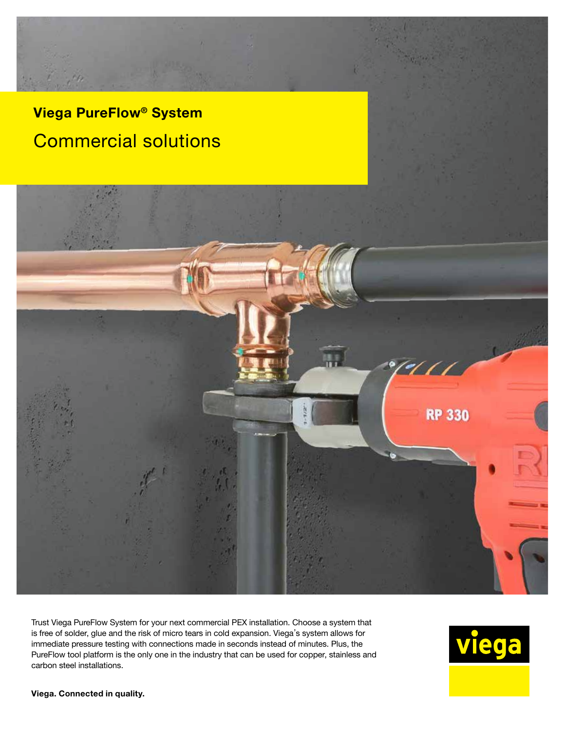# Viega PureFlow® System

## Commercial solutions

Trust Viega PureFlow System for your next commercial PEX installation. Choose a system that is free of solder, glue and the risk of micro tears in cold expansion. Viega's system allows for immediate pressure testing with connections made in seconds instead of minutes. Plus, the PureFlow tool platform is the only one in the industry that can be used for copper, stainless and carbon steel installations.

**Viega. Connected in quality.**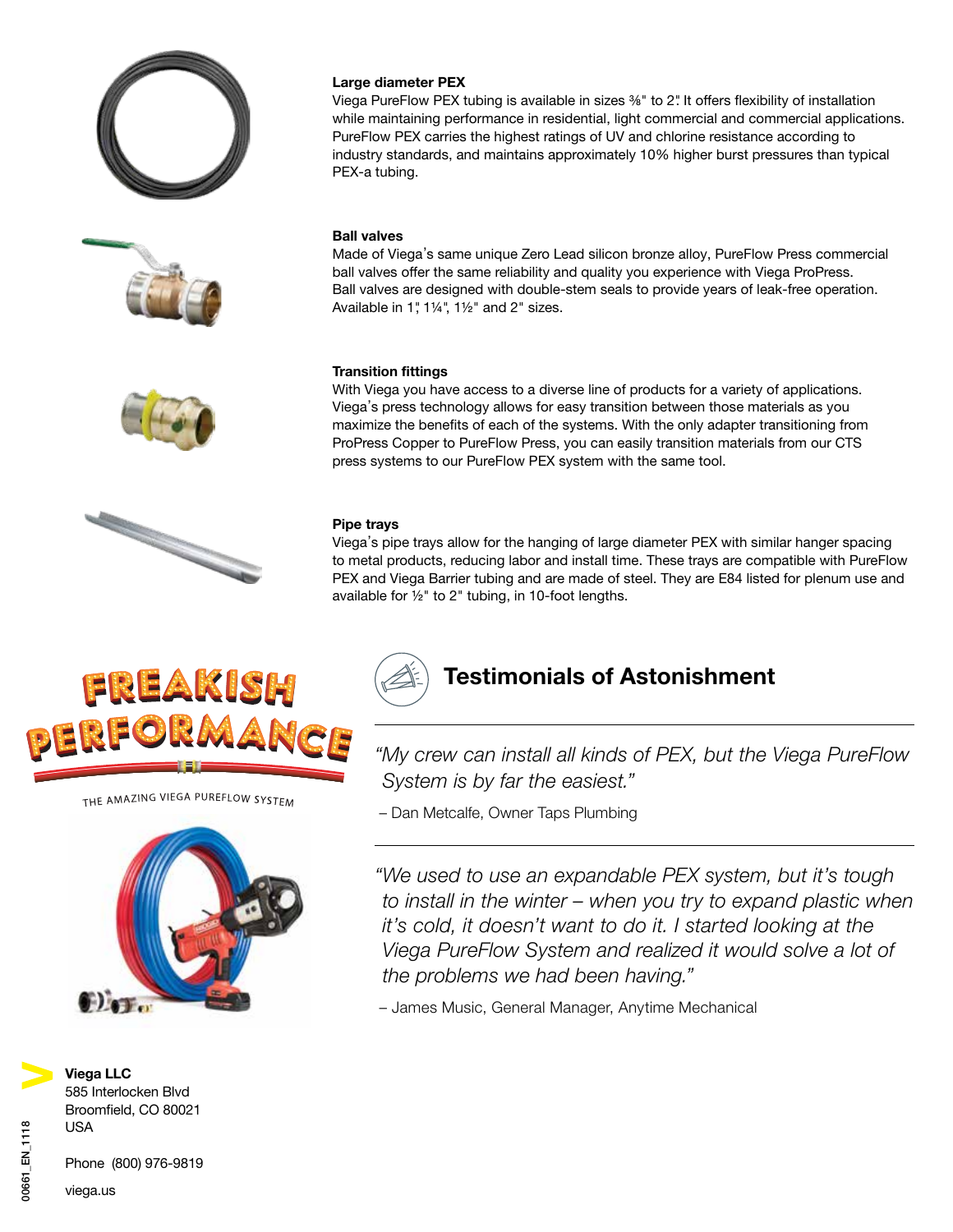### Large diameter PEX

Viega PureFlow PEX tubing is available in sizes ⅜" to 2". It offers flexibility of installation while maintaining performance in residential, light commercial and commercial applications. PureFlow PEX carries the highest ratings of UV and chlorine resistance according to industry standards, and maintains approximately 10% higher burst pressures than typical PEX-a tubing.

### Ball valves

Made of Viega's same unique Zero Lead silicon bronze alloy, PureFlow Press commercial ball valves offer the same reliability and quality you experience with Viega ProPress. Ball valves are designed with double-stem seals to provide years of leak-free operation. Available in 1", 1¼", 1½" and 2" sizes.

### Transition fittings

With Viega you have access to a diverse line of products for a variety of applications. Viega's press technology allows for easy transition between those materials as you maximize the benefits of each of the systems. With the only adapter transitioning from ProPress Copper to PureFlow Press, you can easily transition materials from our CTS press systems to our PureFlow PEX system with the same tool.

### Pipe trays

Viega's pipe trays allow for the hanging of large diameter PEX with similar hanger spacing to metal products, reducing labor and install time. These trays are compatible with PureFlow PEX and Viega Barrier tubing and are made of steel. They are E84 listed for plenum use and available for ½" to 2" tubing, in 10-foot lengths.

FREAKISH PERFORMANCE

THE AMAZING VIEGA PUREFLOW SYSTEM

## Testimonials of Astonishment

*"My crew can install all kinds of PEX, but the Viega PureFlow System is by far the easiest."*

– Dan Metcalfe, Owner Taps Plumbing

*"We used to use an expandable PEX system, but it's tough to install in the winter – when you try to expand plastic when it's cold, it doesn't want to do it. I started looking at the Viega PureFlow System and realized it would solve a lot of the problems we had been having."*

– James Music, General Manager, Anytime Mechanical

**Viega LLC**
585 Interlocken Blvd
Broomfield, CO 80021
USA

Phone (800) 976-9819

viega.us

00661_EN_1118